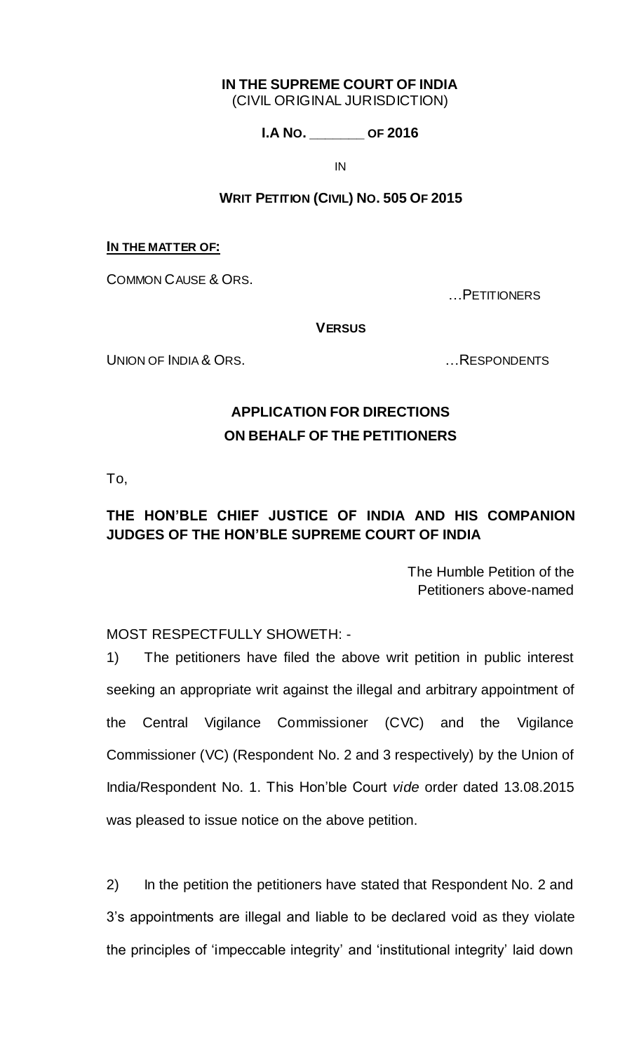**IN THE SUPREME COURT OF INDIA**
(CIVIL ORIGINAL JURISDICTION)

**I.A NO. _______ OF 2016**

IN

**WRIT PETITION (CIVIL) NO. 505 OF 2015**

**IN THE MATTER OF:**

COMMON CAUSE & ORS.

…PETITIONERS

**VERSUS**

UNION OF INDIA & ORS. …RESPONDENTS

**APPLICATION FOR DIRECTIONS**
**ON BEHALF OF THE PETITIONERS**

To,

**THE HON'BLE CHIEF JUSTICE OF INDIA AND HIS COMPANION JUDGES OF THE HON'BLE SUPREME COURT OF INDIA**

The Humble Petition of the
Petitioners above-named

MOST RESPECTFULLY SHOWETH: -

1) The petitioners have filed the above writ petition in public interest seeking an appropriate writ against the illegal and arbitrary appointment of the Central Vigilance Commissioner (CVC) and the Vigilance Commissioner (VC) (Respondent No. 2 and 3 respectively) by the Union of India/Respondent No. 1. This Hon'ble Court *vide* order dated 13.08.2015 was pleased to issue notice on the above petition.

2) In the petition the petitioners have stated that Respondent No. 2 and 3's appointments are illegal and liable to be declared void as they violate the principles of 'impeccable integrity' and 'institutional integrity' laid down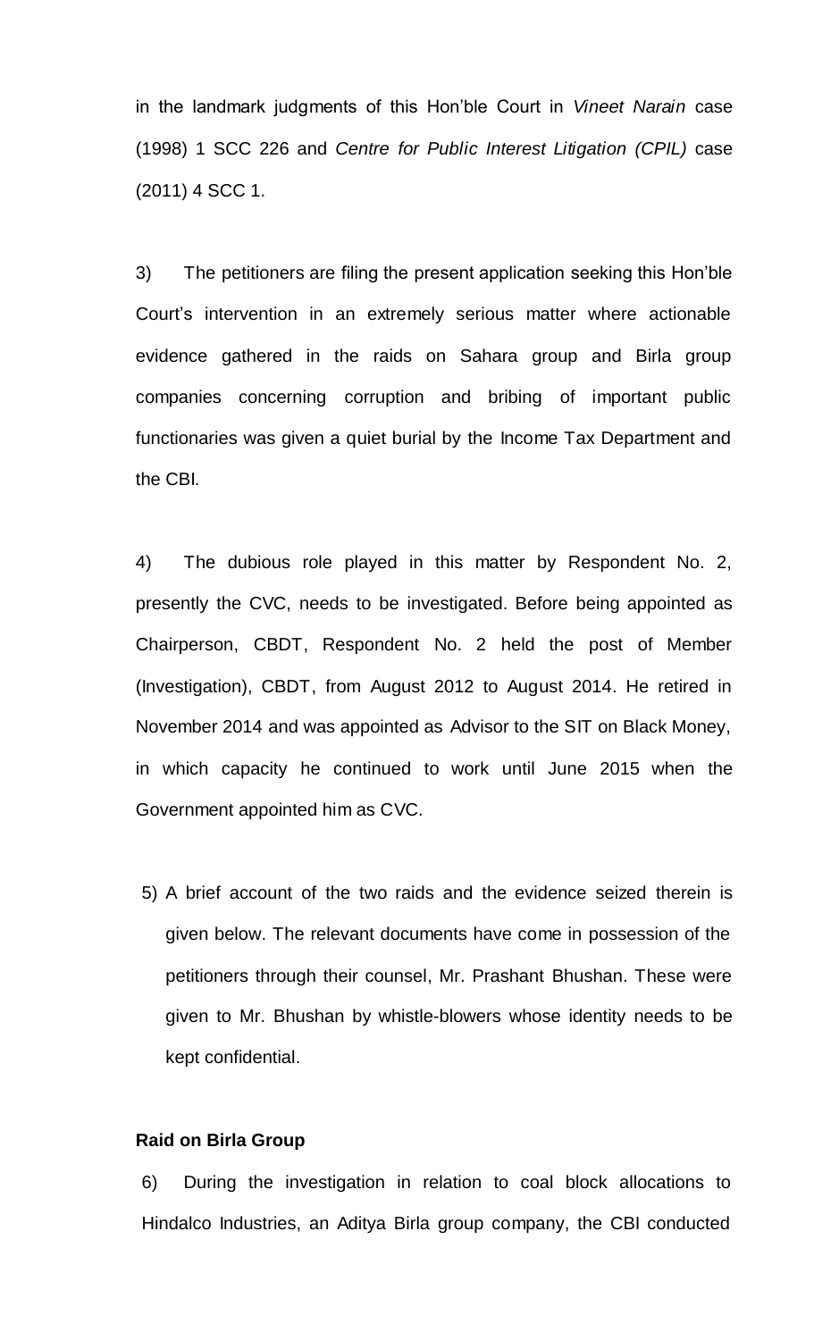in the landmark judgments of this Hon'ble Court in *Vineet Narain* case (1998) 1 SCC 226 and *Centre for Public Interest Litigation (CPIL)* case (2011) 4 SCC 1.

3) The petitioners are filing the present application seeking this Hon'ble Court's intervention in an extremely serious matter where actionable evidence gathered in the raids on Sahara group and Birla group companies concerning corruption and bribing of important public functionaries was given a quiet burial by the Income Tax Department and the CBI.

4) The dubious role played in this matter by Respondent No. 2, presently the CVC, needs to be investigated. Before being appointed as Chairperson, CBDT, Respondent No. 2 held the post of Member (Investigation), CBDT, from August 2012 to August 2014. He retired in November 2014 and was appointed as Advisor to the SIT on Black Money, in which capacity he continued to work until June 2015 when the Government appointed him as CVC.

5) A brief account of the two raids and the evidence seized therein is given below. The relevant documents have come in possession of the petitioners through their counsel, Mr. Prashant Bhushan. These were given to Mr. Bhushan by whistle-blowers whose identity needs to be kept confidential.

**Raid on Birla Group**

6) During the investigation in relation to coal block allocations to Hindalco Industries, an Aditya Birla group company, the CBI conducted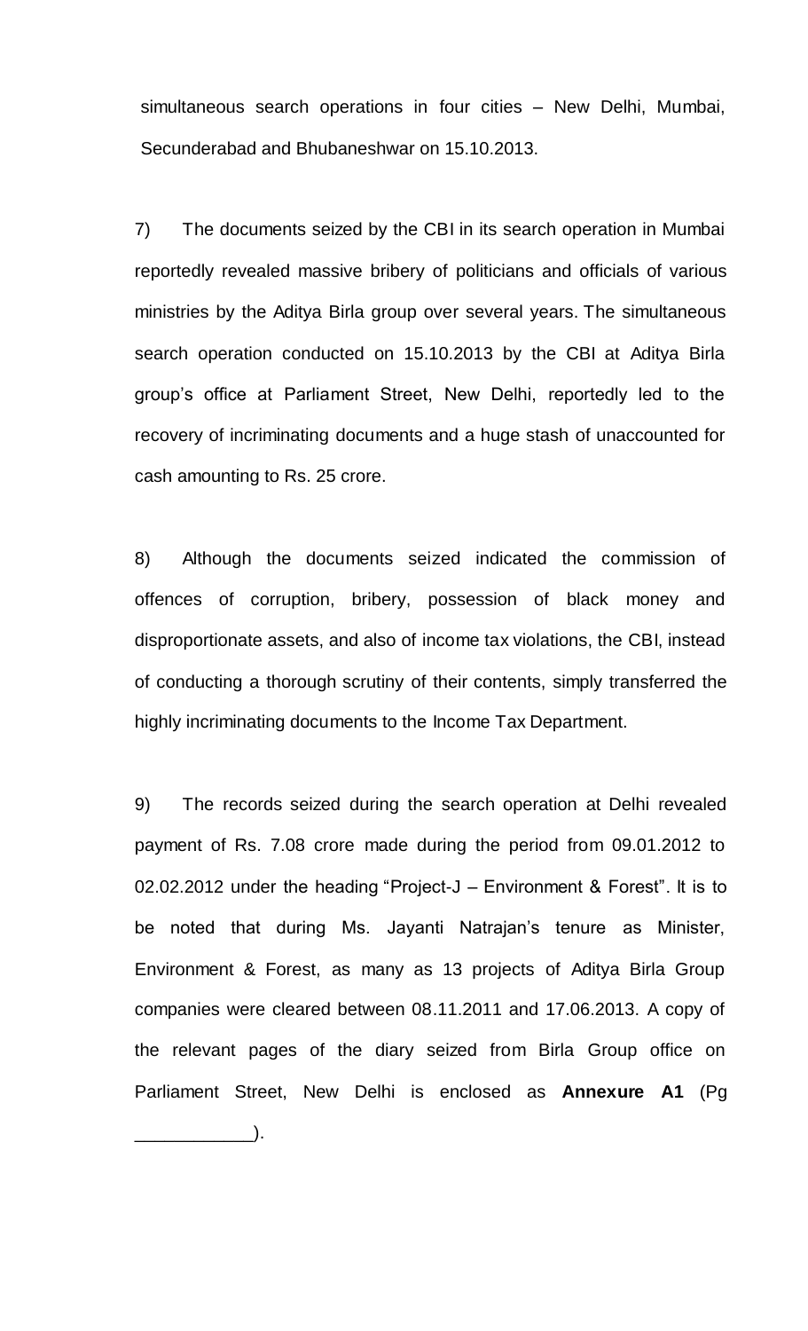simultaneous search operations in four cities – New Delhi, Mumbai, Secunderabad and Bhubaneshwar on 15.10.2013.

7) The documents seized by the CBI in its search operation in Mumbai reportedly revealed massive bribery of politicians and officials of various ministries by the Aditya Birla group over several years. The simultaneous search operation conducted on 15.10.2013 by the CBI at Aditya Birla group's office at Parliament Street, New Delhi, reportedly led to the recovery of incriminating documents and a huge stash of unaccounted for cash amounting to Rs. 25 crore.

8) Although the documents seized indicated the commission of offences of corruption, bribery, possession of black money and disproportionate assets, and also of income tax violations, the CBI, instead of conducting a thorough scrutiny of their contents, simply transferred the highly incriminating documents to the Income Tax Department.

9) The records seized during the search operation at Delhi revealed payment of Rs. 7.08 crore made during the period from 09.01.2012 to 02.02.2012 under the heading "Project-J – Environment & Forest". It is to be noted that during Ms. Jayanti Natrajan's tenure as Minister, Environment & Forest, as many as 13 projects of Aditya Birla Group companies were cleared between 08.11.2011 and 17.06.2013. A copy of the relevant pages of the diary seized from Birla Group office on Parliament Street, New Delhi is enclosed as **Annexure A1** (Pg ___________).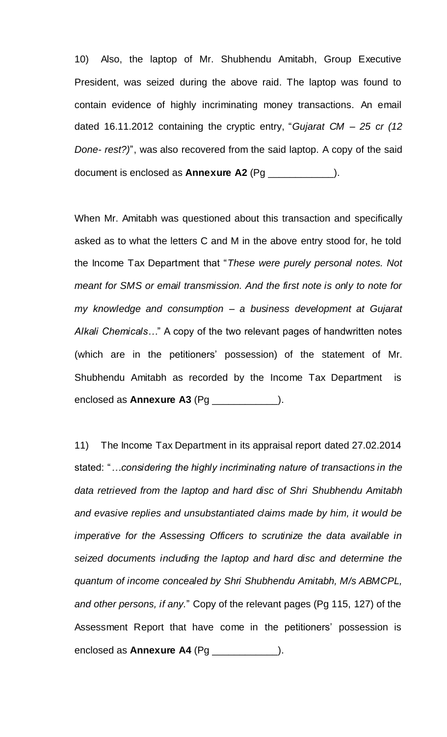10) Also, the laptop of Mr. Shubhendu Amitabh, Group Executive President, was seized during the above raid. The laptop was found to contain evidence of highly incriminating money transactions. An email dated 16.11.2012 containing the cryptic entry, "*Gujarat CM – 25 cr (12 Done- rest?)*", was also recovered from the said laptop. A copy of the said document is enclosed as **Annexure A2** (Pg ____________).

When Mr. Amitabh was questioned about this transaction and specifically asked as to what the letters C and M in the above entry stood for, he told the Income Tax Department that "*These were purely personal notes. Not meant for SMS or email transmission. And the first note is only to note for my knowledge and consumption – a business development at Gujarat Alkali Chemicals…*" A copy of the two relevant pages of handwritten notes (which are in the petitioners' possession) of the statement of Mr. Shubhendu Amitabh as recorded by the Income Tax Department is enclosed as **Annexure A3** (Pg ____________).

11) The Income Tax Department in its appraisal report dated 27.02.2014 stated: "*…considering the highly incriminating nature of transactions in the data retrieved from the laptop and hard disc of Shri Shubhendu Amitabh and evasive replies and unsubstantiated claims made by him, it would be imperative for the Assessing Officers to scrutinize the data available in seized documents including the laptop and hard disc and determine the quantum of income concealed by Shri Shubhendu Amitabh, M/s ABMCPL, and other persons, if any.*" Copy of the relevant pages (Pg 115, 127) of the Assessment Report that have come in the petitioners' possession is enclosed as **Annexure A4** (Pg ____________).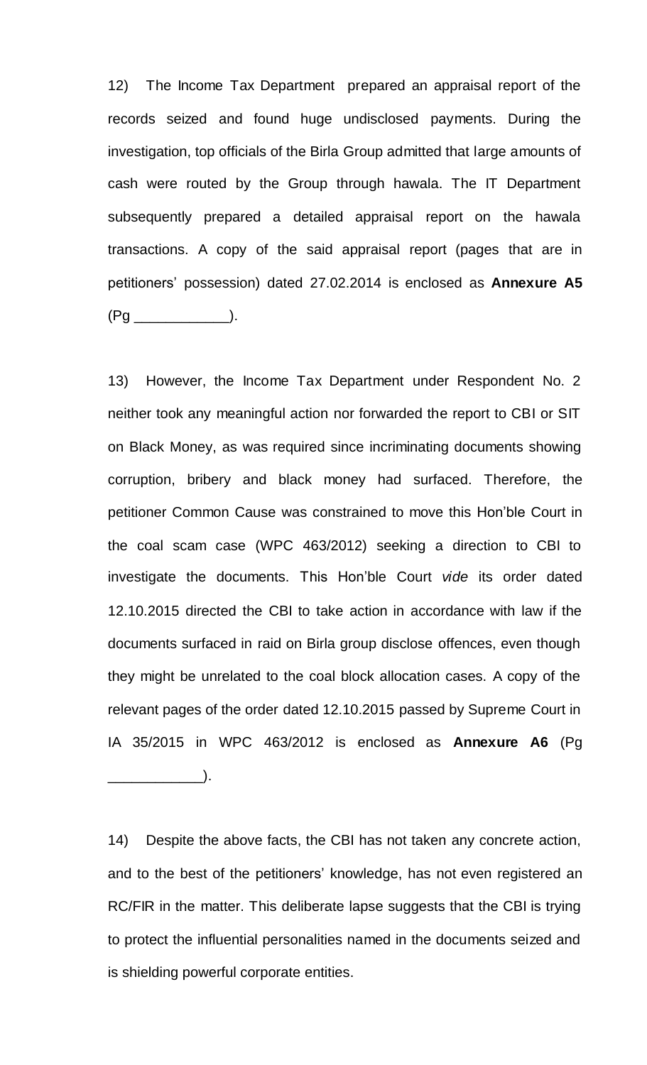12) The Income Tax Department prepared an appraisal report of the records seized and found huge undisclosed payments. During the investigation, top officials of the Birla Group admitted that large amounts of cash were routed by the Group through hawala. The IT Department subsequently prepared a detailed appraisal report on the hawala transactions. A copy of the said appraisal report (pages that are in petitioners' possession) dated 27.02.2014 is enclosed as **Annexure A5** (Pg ____________).

13) However, the Income Tax Department under Respondent No. 2 neither took any meaningful action nor forwarded the report to CBI or SIT on Black Money, as was required since incriminating documents showing corruption, bribery and black money had surfaced. Therefore, the petitioner Common Cause was constrained to move this Hon'ble Court in the coal scam case (WPC 463/2012) seeking a direction to CBI to investigate the documents. This Hon'ble Court *vide* its order dated 12.10.2015 directed the CBI to take action in accordance with law if the documents surfaced in raid on Birla group disclose offences, even though they might be unrelated to the coal block allocation cases. A copy of the relevant pages of the order dated 12.10.2015 passed by Supreme Court in IA 35/2015 in WPC 463/2012 is enclosed as **Annexure A6** (Pg ____________).

14) Despite the above facts, the CBI has not taken any concrete action, and to the best of the petitioners' knowledge, has not even registered an RC/FIR in the matter. This deliberate lapse suggests that the CBI is trying to protect the influential personalities named in the documents seized and is shielding powerful corporate entities.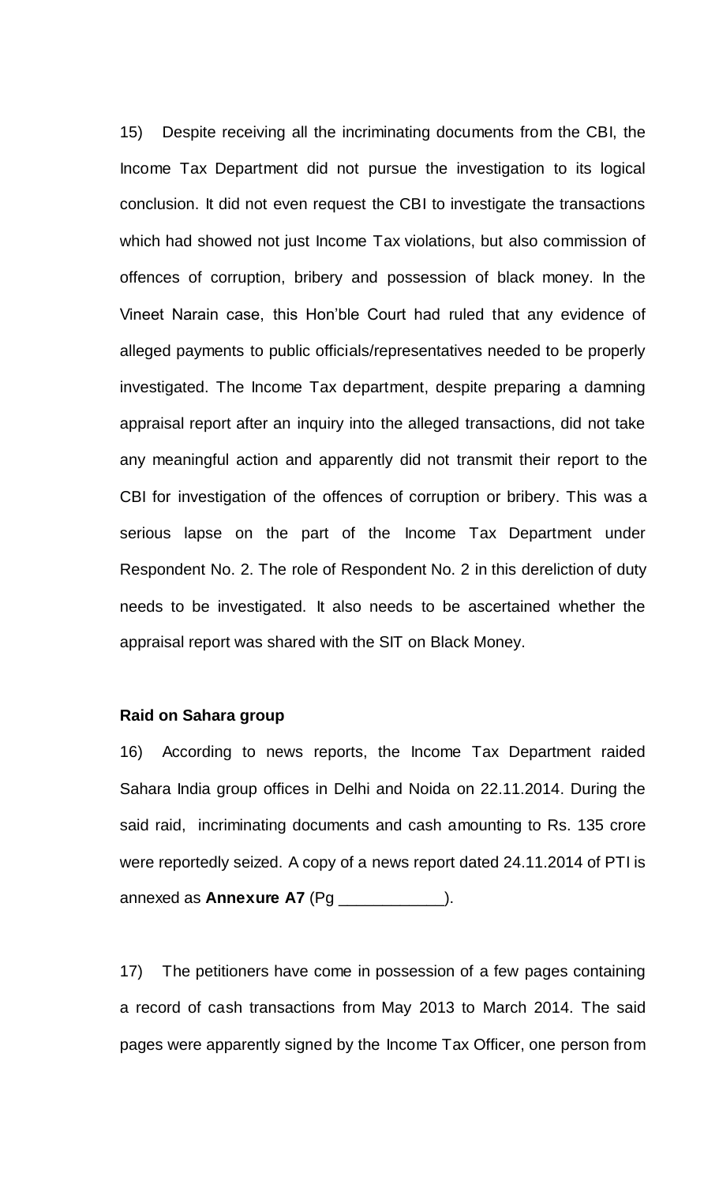15) Despite receiving all the incriminating documents from the CBI, the Income Tax Department did not pursue the investigation to its logical conclusion. It did not even request the CBI to investigate the transactions which had showed not just Income Tax violations, but also commission of offences of corruption, bribery and possession of black money. In the Vineet Narain case, this Hon'ble Court had ruled that any evidence of alleged payments to public officials/representatives needed to be properly investigated. The Income Tax department, despite preparing a damning appraisal report after an inquiry into the alleged transactions, did not take any meaningful action and apparently did not transmit their report to the CBI for investigation of the offences of corruption or bribery. This was a serious lapse on the part of the Income Tax Department under Respondent No. 2. The role of Respondent No. 2 in this dereliction of duty needs to be investigated. It also needs to be ascertained whether the appraisal report was shared with the SIT on Black Money.

**Raid on Sahara group**

16) According to news reports, the Income Tax Department raided Sahara India group offices in Delhi and Noida on 22.11.2014. During the said raid, incriminating documents and cash amounting to Rs. 135 crore were reportedly seized. A copy of a news report dated 24.11.2014 of PTI is annexed as **Annexure A7** (Pg ____________).

17) The petitioners have come in possession of a few pages containing a record of cash transactions from May 2013 to March 2014. The said pages were apparently signed by the Income Tax Officer, one person from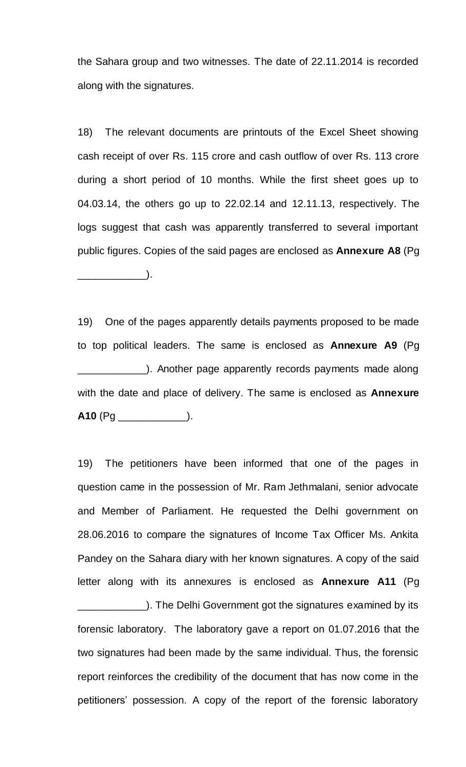the Sahara group and two witnesses. The date of 22.11.2014 is recorded along with the signatures.

18) The relevant documents are printouts of the Excel Sheet showing cash receipt of over Rs. 115 crore and cash outflow of over Rs. 113 crore during a short period of 10 months. While the first sheet goes up to 04.03.14, the others go up to 22.02.14 and 12.11.13, respectively. The logs suggest that cash was apparently transferred to several important public figures. Copies of the said pages are enclosed as **Annexure A8** (Pg ____________).

19) One of the pages apparently details payments proposed to be made to top political leaders. The same is enclosed as **Annexure A9** (Pg ____________). Another page apparently records payments made along with the date and place of delivery. The same is enclosed as **Annexure A10** (Pg ____________).

19) The petitioners have been informed that one of the pages in question came in the possession of Mr. Ram Jethmalani, senior advocate and Member of Parliament. He requested the Delhi government on 28.06.2016 to compare the signatures of Income Tax Officer Ms. Ankita Pandey on the Sahara diary with her known signatures. A copy of the said letter along with its annexures is enclosed as **Annexure A11** (Pg ____________). The Delhi Government got the signatures examined by its forensic laboratory. The laboratory gave a report on 01.07.2016 that the two signatures had been made by the same individual. Thus, the forensic report reinforces the credibility of the document that has now come in the petitioners' possession. A copy of the report of the forensic laboratory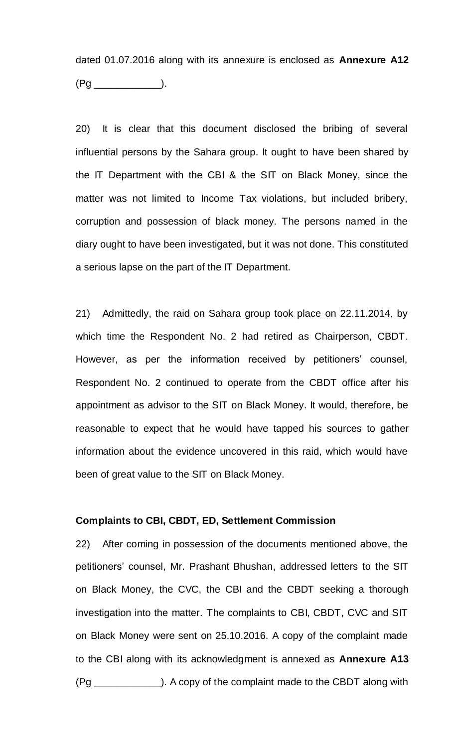dated 01.07.2016 along with its annexure is enclosed as **Annexure A12** (Pg ____________).

20) It is clear that this document disclosed the bribing of several influential persons by the Sahara group. It ought to have been shared by the IT Department with the CBI & the SIT on Black Money, since the matter was not limited to Income Tax violations, but included bribery, corruption and possession of black money. The persons named in the diary ought to have been investigated, but it was not done. This constituted a serious lapse on the part of the IT Department.

21) Admittedly, the raid on Sahara group took place on 22.11.2014, by which time the Respondent No. 2 had retired as Chairperson, CBDT. However, as per the information received by petitioners' counsel, Respondent No. 2 continued to operate from the CBDT office after his appointment as advisor to the SIT on Black Money. It would, therefore, be reasonable to expect that he would have tapped his sources to gather information about the evidence uncovered in this raid, which would have been of great value to the SIT on Black Money.

**Complaints to CBI, CBDT, ED, Settlement Commission**

22) After coming in possession of the documents mentioned above, the petitioners' counsel, Mr. Prashant Bhushan, addressed letters to the SIT on Black Money, the CVC, the CBI and the CBDT seeking a thorough investigation into the matter. The complaints to CBI, CBDT, CVC and SIT on Black Money were sent on 25.10.2016. A copy of the complaint made to the CBI along with its acknowledgment is annexed as **Annexure A13** (Pg ____________). A copy of the complaint made to the CBDT along with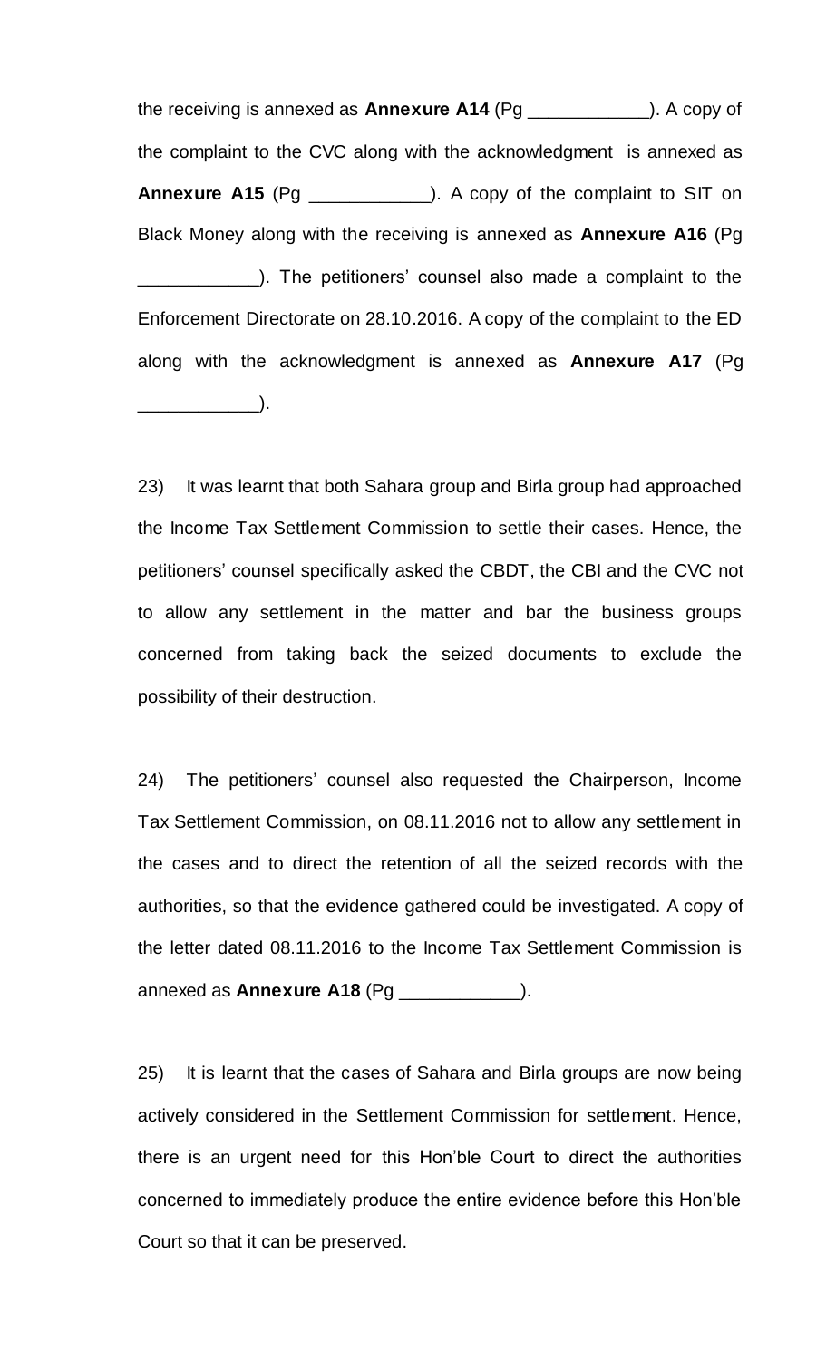the receiving is annexed as **Annexure A14** (Pg ____________). A copy of the complaint to the CVC along with the acknowledgment is annexed as **Annexure A15** (Pg ____________). A copy of the complaint to SIT on Black Money along with the receiving is annexed as **Annexure A16** (Pg ____________). The petitioners' counsel also made a complaint to the Enforcement Directorate on 28.10.2016. A copy of the complaint to the ED along with the acknowledgment is annexed as **Annexure A17** (Pg ____________).

23) It was learnt that both Sahara group and Birla group had approached the Income Tax Settlement Commission to settle their cases. Hence, the petitioners' counsel specifically asked the CBDT, the CBI and the CVC not to allow any settlement in the matter and bar the business groups concerned from taking back the seized documents to exclude the possibility of their destruction.

24) The petitioners' counsel also requested the Chairperson, Income Tax Settlement Commission, on 08.11.2016 not to allow any settlement in the cases and to direct the retention of all the seized records with the authorities, so that the evidence gathered could be investigated. A copy of the letter dated 08.11.2016 to the Income Tax Settlement Commission is annexed as **Annexure A18** (Pg ____________).

25) It is learnt that the cases of Sahara and Birla groups are now being actively considered in the Settlement Commission for settlement. Hence, there is an urgent need for this Hon'ble Court to direct the authorities concerned to immediately produce the entire evidence before this Hon'ble Court so that it can be preserved.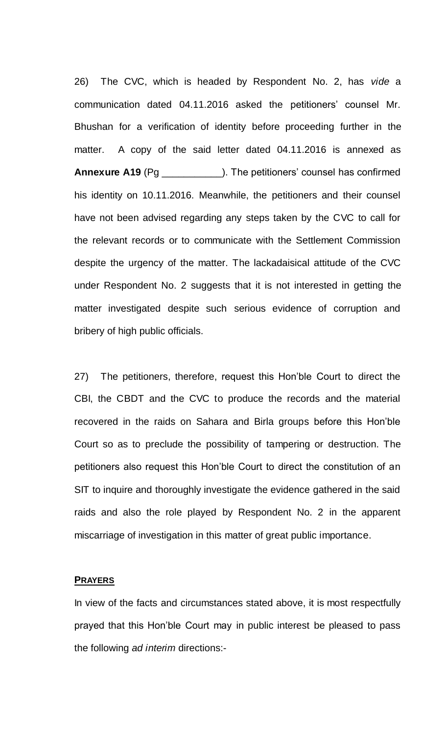26) The CVC, which is headed by Respondent No. 2, has *vide* a communication dated 04.11.2016 asked the petitioners' counsel Mr. Bhushan for a verification of identity before proceeding further in the matter. A copy of the said letter dated 04.11.2016 is annexed as **Annexure A19** (Pg ___________). The petitioners' counsel has confirmed his identity on 10.11.2016. Meanwhile, the petitioners and their counsel have not been advised regarding any steps taken by the CVC to call for the relevant records or to communicate with the Settlement Commission despite the urgency of the matter. The lackadaisical attitude of the CVC under Respondent No. 2 suggests that it is not interested in getting the matter investigated despite such serious evidence of corruption and bribery of high public officials.

27) The petitioners, therefore, request this Hon'ble Court to direct the CBI, the CBDT and the CVC to produce the records and the material recovered in the raids on Sahara and Birla groups before this Hon'ble Court so as to preclude the possibility of tampering or destruction. The petitioners also request this Hon'ble Court to direct the constitution of an SIT to inquire and thoroughly investigate the evidence gathered in the said raids and also the role played by Respondent No. 2 in the apparent miscarriage of investigation in this matter of great public importance.

**PRAYERS**

In view of the facts and circumstances stated above, it is most respectfully prayed that this Hon'ble Court may in public interest be pleased to pass the following *ad interim* directions:-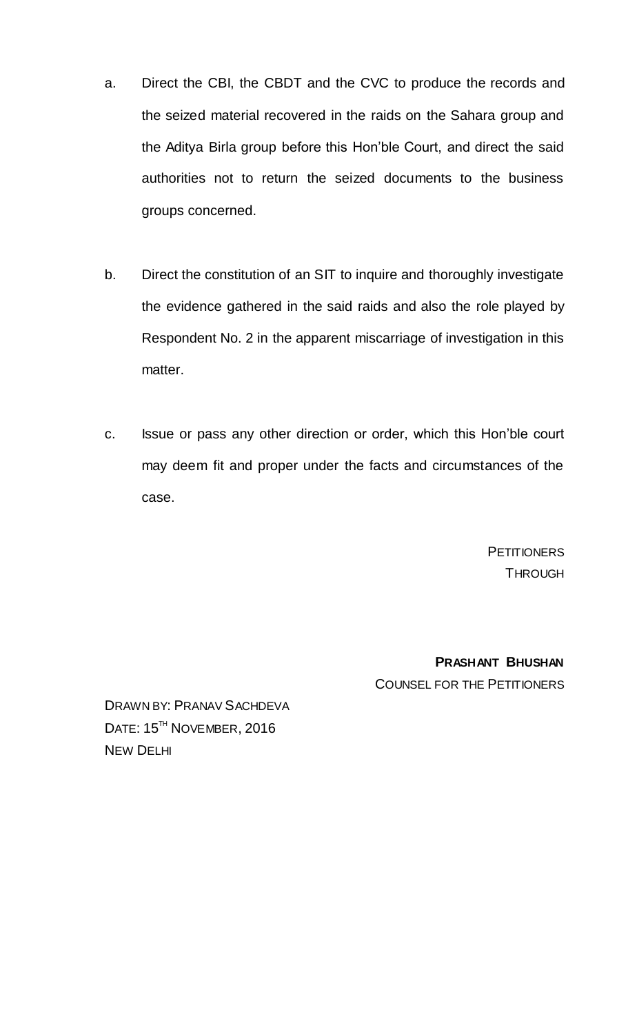a. Direct the CBI, the CBDT and the CVC to produce the records and the seized material recovered in the raids on the Sahara group and the Aditya Birla group before this Hon'ble Court, and direct the said authorities not to return the seized documents to the business groups concerned.

b. Direct the constitution of an SIT to inquire and thoroughly investigate the evidence gathered in the said raids and also the role played by Respondent No. 2 in the apparent miscarriage of investigation in this matter.

c. Issue or pass any other direction or order, which this Hon'ble court may deem fit and proper under the facts and circumstances of the case.

PETITIONERS
THROUGH

**PRASHANT BHUSHAN**
COUNSEL FOR THE PETITIONERS

DRAWN BY: PRANAV SACHDEVA
DATE: 15TH NOVEMBER, 2016
NEW DELHI